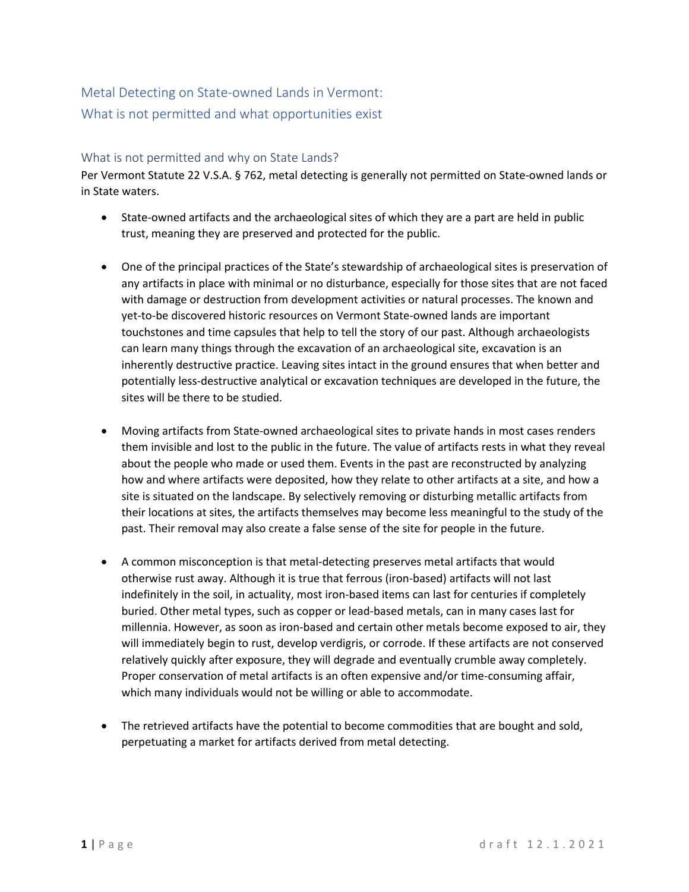# Metal Detecting on State-owned Lands in Vermont: What is not permitted and what opportunities exist

## What is not permitted and why on State Lands?

Per Vermont Statute 22 V.S.A. § 762, metal detecting is generally not permitted on State-owned lands or in State waters.

- State-owned artifacts and the archaeological sites of which they are a part are held in public trust, meaning they are preserved and protected for the public.
- One of the principal practices of the State's stewardship of archaeological sites is preservation of any artifacts in place with minimal or no disturbance, especially for those sites that are not faced with damage or destruction from development activities or natural processes. The known and yet-to-be discovered historic resources on Vermont State-owned lands are important touchstones and time capsules that help to tell the story of our past. Although archaeologists can learn many things through the excavation of an archaeological site, excavation is an inherently destructive practice. Leaving sites intact in the ground ensures that when better and potentially less-destructive analytical or excavation techniques are developed in the future, the sites will be there to be studied.
- Moving artifacts from State-owned archaeological sites to private hands in most cases renders them invisible and lost to the public in the future. The value of artifacts rests in what they reveal about the people who made or used them. Events in the past are reconstructed by analyzing how and where artifacts were deposited, how they relate to other artifacts at a site, and how a site is situated on the landscape. By selectively removing or disturbing metallic artifacts from their locations at sites, the artifacts themselves may become less meaningful to the study of the past. Their removal may also create a false sense of the site for people in the future.
- A common misconception is that metal-detecting preserves metal artifacts that would otherwise rust away. Although it is true that ferrous (iron-based) artifacts will not last indefinitely in the soil, in actuality, most iron-based items can last for centuries if completely buried. Other metal types, such as copper or lead-based metals, can in many cases last for millennia. However, as soon as iron-based and certain other metals become exposed to air, they will immediately begin to rust, develop verdigris, or corrode. If these artifacts are not conserved relatively quickly after exposure, they will degrade and eventually crumble away completely. Proper conservation of metal artifacts is an often expensive and/or time-consuming affair, which many individuals would not be willing or able to accommodate.
- The retrieved artifacts have the potential to become commodities that are bought and sold, perpetuating a market for artifacts derived from metal detecting.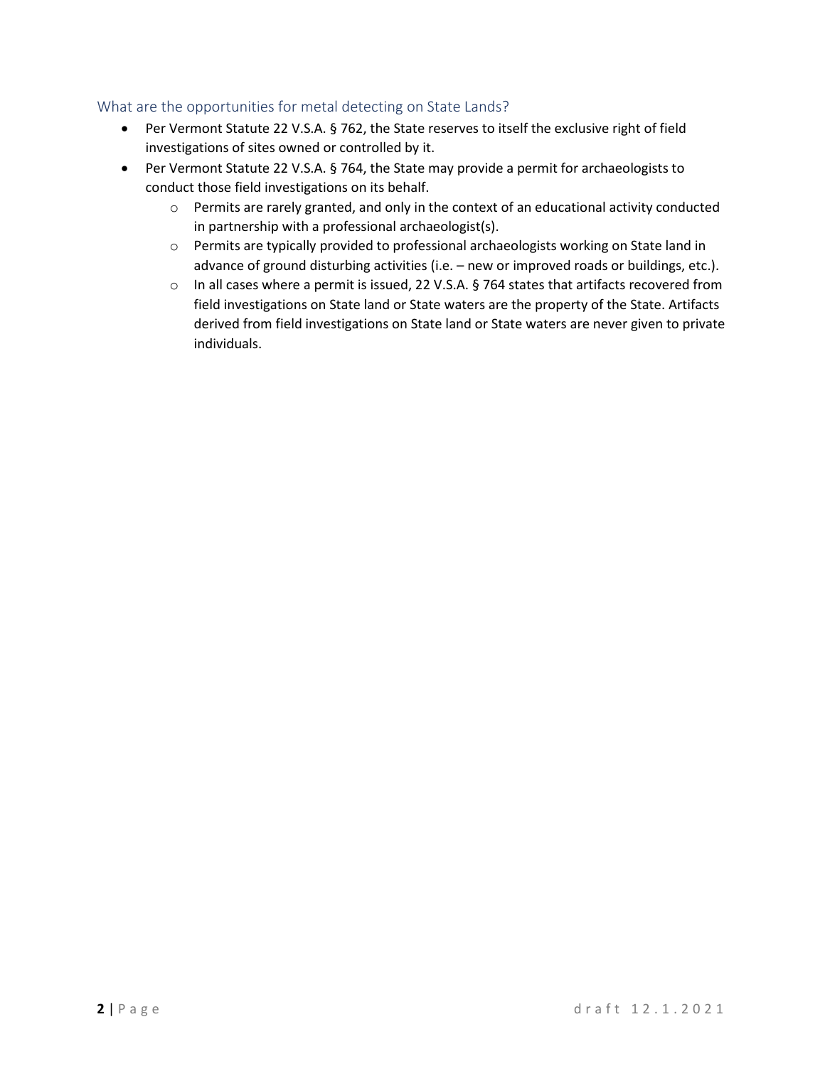### What are the opportunities for metal detecting on State Lands?

- Per Vermont Statute 22 V.S.A. § 762, the State reserves to itself the exclusive right of field investigations of sites owned or controlled by it.
- Per Vermont Statute 22 V.S.A. § 764, the State may provide a permit for archaeologists to conduct those field investigations on its behalf.
  - Permits are rarely granted, and only in the context of an educational activity conducted in partnership with a professional archaeologist(s).
  - Permits are typically provided to professional archaeologists working on State land in advance of ground disturbing activities (i.e. – new or improved roads or buildings, etc.).
  - In all cases where a permit is issued, 22 V.S.A. § 764 states that artifacts recovered from field investigations on State land or State waters are the property of the State. Artifacts derived from field investigations on State land or State waters are never given to private individuals.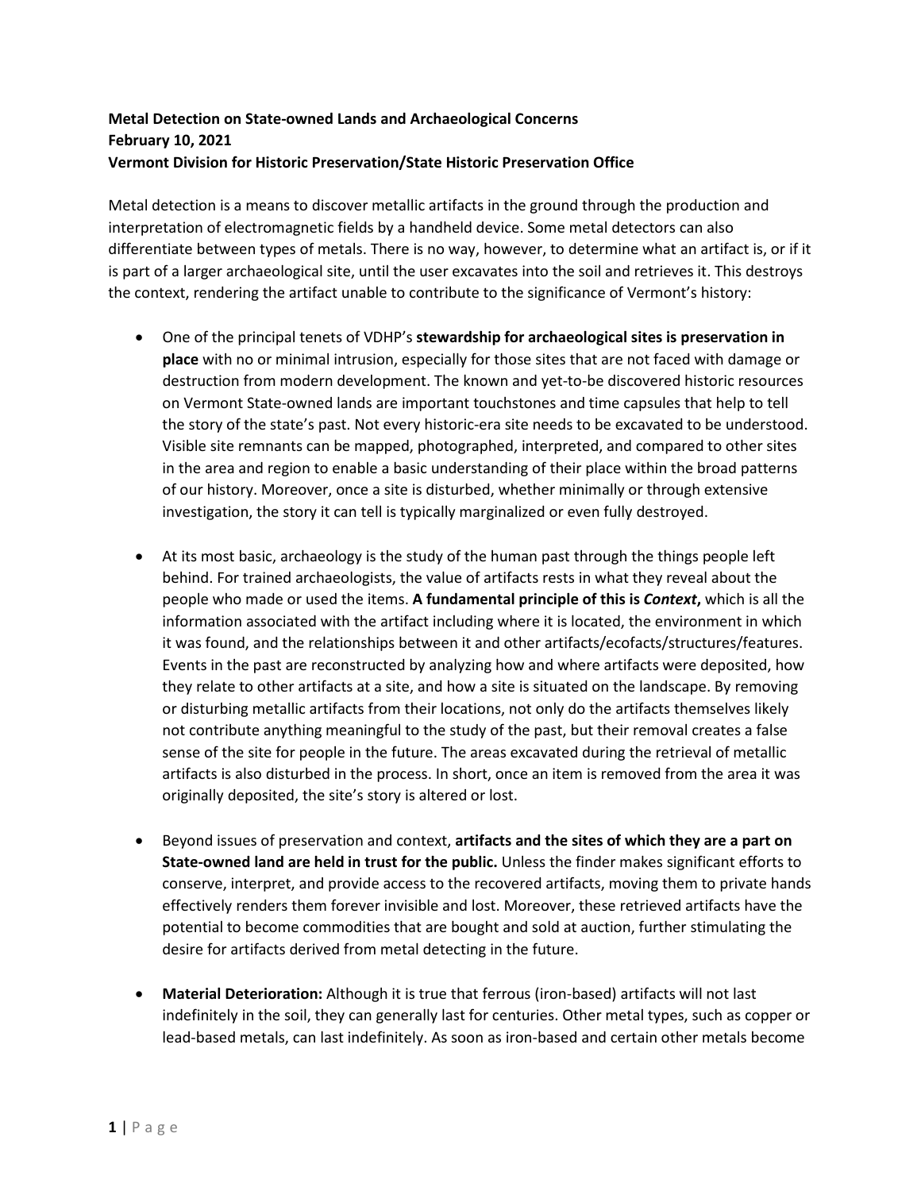**Metal Detection on State-owned Lands and Archaeological Concerns**
**February 10, 2021**
**Vermont Division for Historic Preservation/State Historic Preservation Office**

Metal detection is a means to discover metallic artifacts in the ground through the production and interpretation of electromagnetic fields by a handheld device. Some metal detectors can also differentiate between types of metals. There is no way, however, to determine what an artifact is, or if it is part of a larger archaeological site, until the user excavates into the soil and retrieves it. This destroys the context, rendering the artifact unable to contribute to the significance of Vermont's history:

- One of the principal tenets of VDHP's **stewardship for archaeological sites is preservation in place** with no or minimal intrusion, especially for those sites that are not faced with damage or destruction from modern development. The known and yet-to-be discovered historic resources on Vermont State-owned lands are important touchstones and time capsules that help to tell the story of the state's past. Not every historic-era site needs to be excavated to be understood. Visible site remnants can be mapped, photographed, interpreted, and compared to other sites in the area and region to enable a basic understanding of their place within the broad patterns of our history. Moreover, once a site is disturbed, whether minimally or through extensive investigation, the story it can tell is typically marginalized or even fully destroyed.

- At its most basic, archaeology is the study of the human past through the things people left behind. For trained archaeologists, the value of artifacts rests in what they reveal about the people who made or used the items. **A fundamental principle of this is *Context*,** which is all the information associated with the artifact including where it is located, the environment in which it was found, and the relationships between it and other artifacts/ecofacts/structures/features. Events in the past are reconstructed by analyzing how and where artifacts were deposited, how they relate to other artifacts at a site, and how a site is situated on the landscape. By removing or disturbing metallic artifacts from their locations, not only do the artifacts themselves likely not contribute anything meaningful to the study of the past, but their removal creates a false sense of the site for people in the future. The areas excavated during the retrieval of metallic artifacts is also disturbed in the process. In short, once an item is removed from the area it was originally deposited, the site's story is altered or lost.

- Beyond issues of preservation and context, **artifacts and the sites of which they are a part on State-owned land are held in trust for the public.** Unless the finder makes significant efforts to conserve, interpret, and provide access to the recovered artifacts, moving them to private hands effectively renders them forever invisible and lost. Moreover, these retrieved artifacts have the potential to become commodities that are bought and sold at auction, further stimulating the desire for artifacts derived from metal detecting in the future.

- **Material Deterioration:** Although it is true that ferrous (iron-based) artifacts will not last indefinitely in the soil, they can generally last for centuries. Other metal types, such as copper or lead-based metals, can last indefinitely. As soon as iron-based and certain other metals become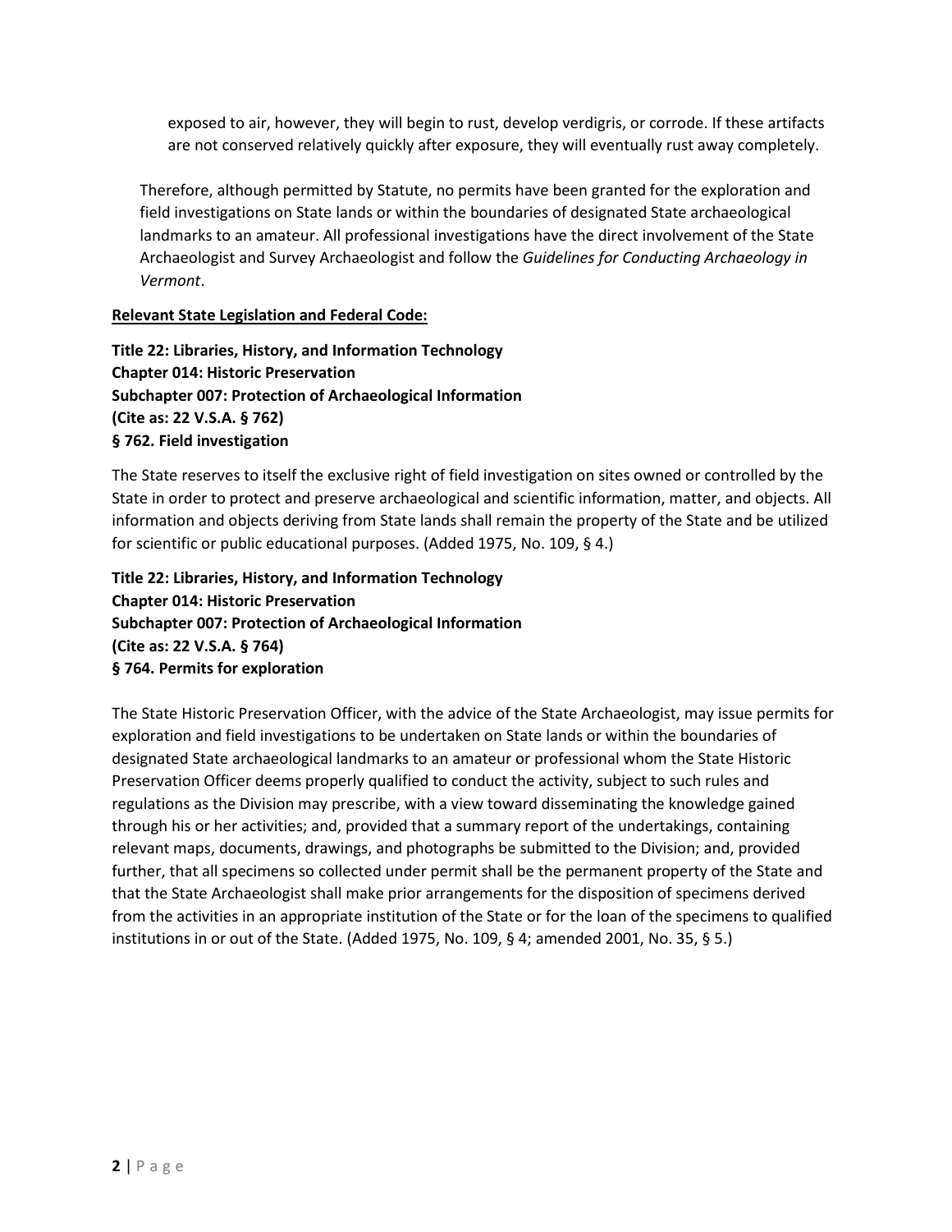exposed to air, however, they will begin to rust, develop verdigris, or corrode. If these artifacts are not conserved relatively quickly after exposure, they will eventually rust away completely.

Therefore, although permitted by Statute, no permits have been granted for the exploration and field investigations on State lands or within the boundaries of designated State archaeological landmarks to an amateur. All professional investigations have the direct involvement of the State Archaeologist and Survey Archaeologist and follow the *Guidelines for Conducting Archaeology in Vermont*.

**Relevant State Legislation and Federal Code:**

**Title 22: Libraries, History, and Information Technology**
**Chapter 014: Historic Preservation**
**Subchapter 007: Protection of Archaeological Information**
**(Cite as: 22 V.S.A. § 762)**
**§ 762. Field investigation**

The State reserves to itself the exclusive right of field investigation on sites owned or controlled by the State in order to protect and preserve archaeological and scientific information, matter, and objects. All information and objects deriving from State lands shall remain the property of the State and be utilized for scientific or public educational purposes. (Added 1975, No. 109, § 4.)

**Title 22: Libraries, History, and Information Technology**
**Chapter 014: Historic Preservation**
**Subchapter 007: Protection of Archaeological Information**
**(Cite as: 22 V.S.A. § 764)**
**§ 764. Permits for exploration**

The State Historic Preservation Officer, with the advice of the State Archaeologist, may issue permits for exploration and field investigations to be undertaken on State lands or within the boundaries of designated State archaeological landmarks to an amateur or professional whom the State Historic Preservation Officer deems properly qualified to conduct the activity, subject to such rules and regulations as the Division may prescribe, with a view toward disseminating the knowledge gained through his or her activities; and, provided that a summary report of the undertakings, containing relevant maps, documents, drawings, and photographs be submitted to the Division; and, provided further, that all specimens so collected under permit shall be the permanent property of the State and that the State Archaeologist shall make prior arrangements for the disposition of specimens derived from the activities in an appropriate institution of the State or for the loan of the specimens to qualified institutions in or out of the State. (Added 1975, No. 109, § 4; amended 2001, No. 35, § 5.)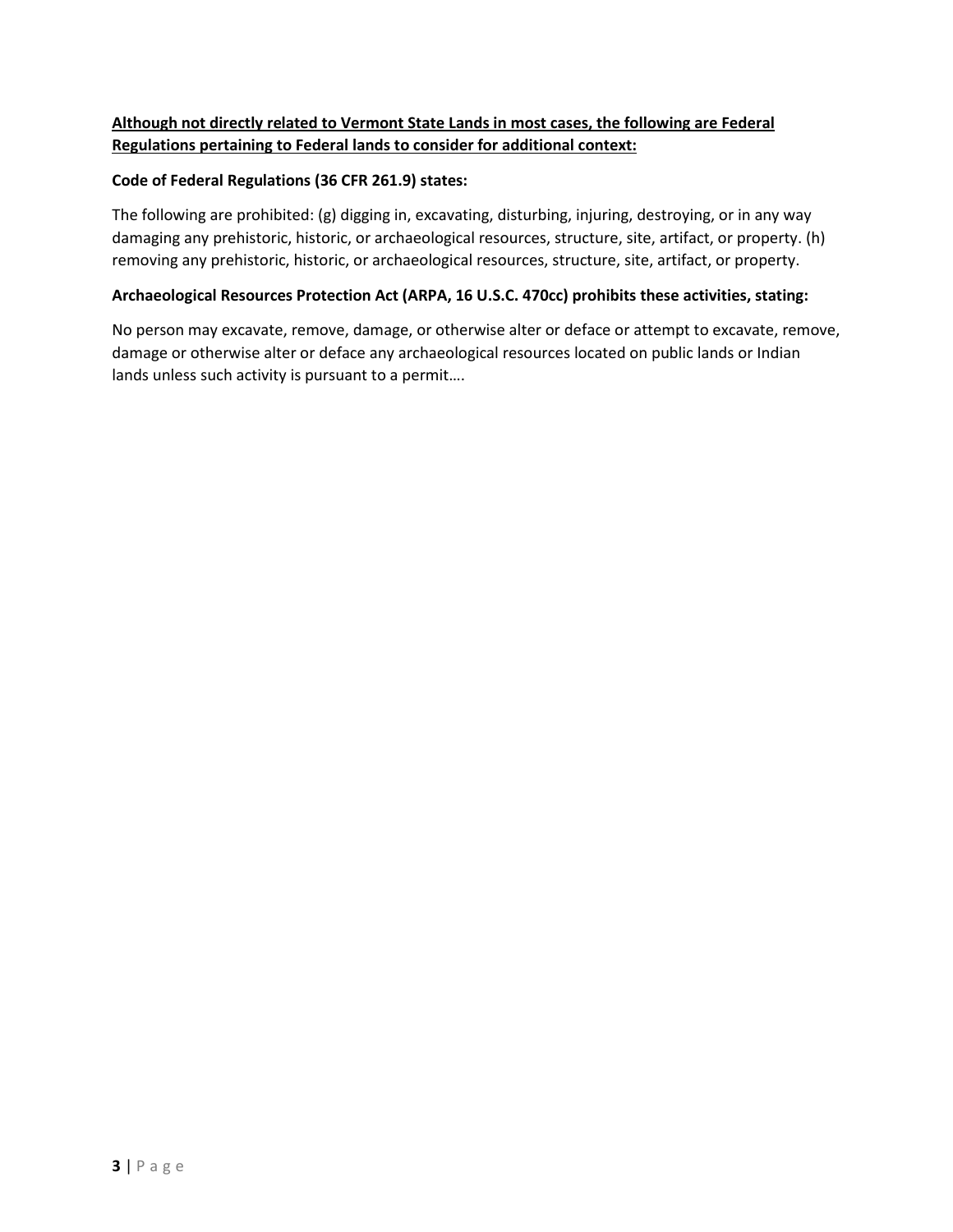**<u>Although not directly related to Vermont State Lands in most cases, the following are Federal Regulations pertaining to Federal lands to consider for additional context:</u>**

**Code of Federal Regulations (36 CFR 261.9) states:**

The following are prohibited: (g) digging in, excavating, disturbing, injuring, destroying, or in any way damaging any prehistoric, historic, or archaeological resources, structure, site, artifact, or property. (h) removing any prehistoric, historic, or archaeological resources, structure, site, artifact, or property.

**Archaeological Resources Protection Act (ARPA, 16 U.S.C. 470cc) prohibits these activities, stating:**

No person may excavate, remove, damage, or otherwise alter or deface or attempt to excavate, remove, damage or otherwise alter or deface any archaeological resources located on public lands or Indian lands unless such activity is pursuant to a permit….